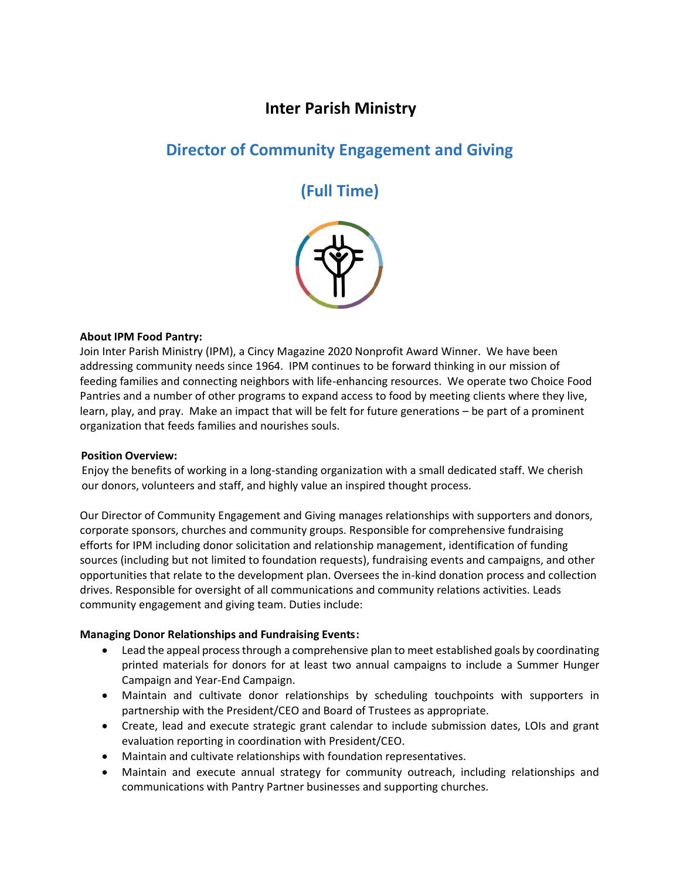# Inter Parish Ministry

## Director of Community Engagement and Giving

## (Full Time)

**About IPM Food Pantry:**

Join Inter Parish Ministry (IPM), a Cincy Magazine 2020 Nonprofit Award Winner. We have been addressing community needs since 1964. IPM continues to be forward thinking in our mission of feeding families and connecting neighbors with life-enhancing resources. We operate two Choice Food Pantries and a number of other programs to expand access to food by meeting clients where they live, learn, play, and pray. Make an impact that will be felt for future generations – be part of a prominent organization that feeds families and nourishes souls.

**Position Overview:**

Enjoy the benefits of working in a long-standing organization with a small dedicated staff. We cherish our donors, volunteers and staff, and highly value an inspired thought process.

Our Director of Community Engagement and Giving manages relationships with supporters and donors, corporate sponsors, churches and community groups. Responsible for comprehensive fundraising efforts for IPM including donor solicitation and relationship management, identification of funding sources (including but not limited to foundation requests), fundraising events and campaigns, and other opportunities that relate to the development plan. Oversees the in-kind donation process and collection drives. Responsible for oversight of all communications and community relations activities. Leads community engagement and giving team. Duties include:

**Managing Donor Relationships and Fundraising Events:**

- Lead the appeal process through a comprehensive plan to meet established goals by coordinating printed materials for donors for at least two annual campaigns to include a Summer Hunger Campaign and Year-End Campaign.
- Maintain and cultivate donor relationships by scheduling touchpoints with supporters in partnership with the President/CEO and Board of Trustees as appropriate.
- Create, lead and execute strategic grant calendar to include submission dates, LOIs and grant evaluation reporting in coordination with President/CEO.
- Maintain and cultivate relationships with foundation representatives.
- Maintain and execute annual strategy for community outreach, including relationships and communications with Pantry Partner businesses and supporting churches.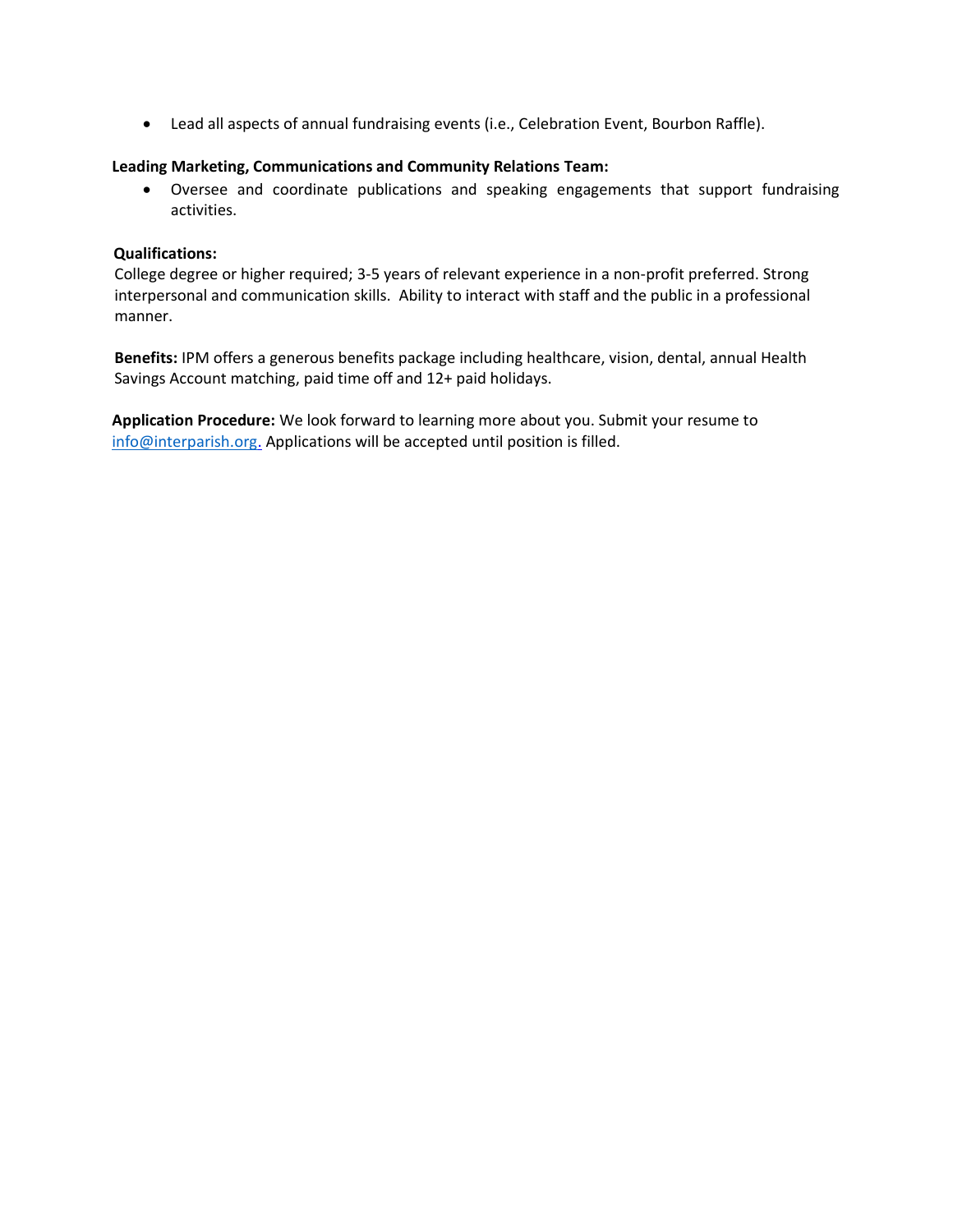- Lead all aspects of annual fundraising events (i.e., Celebration Event, Bourbon Raffle).

**Leading Marketing, Communications and Community Relations Team:**

- Oversee and coordinate publications and speaking engagements that support fundraising activities.

**Qualifications:**
College degree or higher required; 3-5 years of relevant experience in a non-profit preferred. Strong interpersonal and communication skills. Ability to interact with staff and the public in a professional manner.

**Benefits:** IPM offers a generous benefits package including healthcare, vision, dental, annual Health Savings Account matching, paid time off and 12+ paid holidays.

**Application Procedure:** We look forward to learning more about you. Submit your resume to info@interparish.org. Applications will be accepted until position is filled.